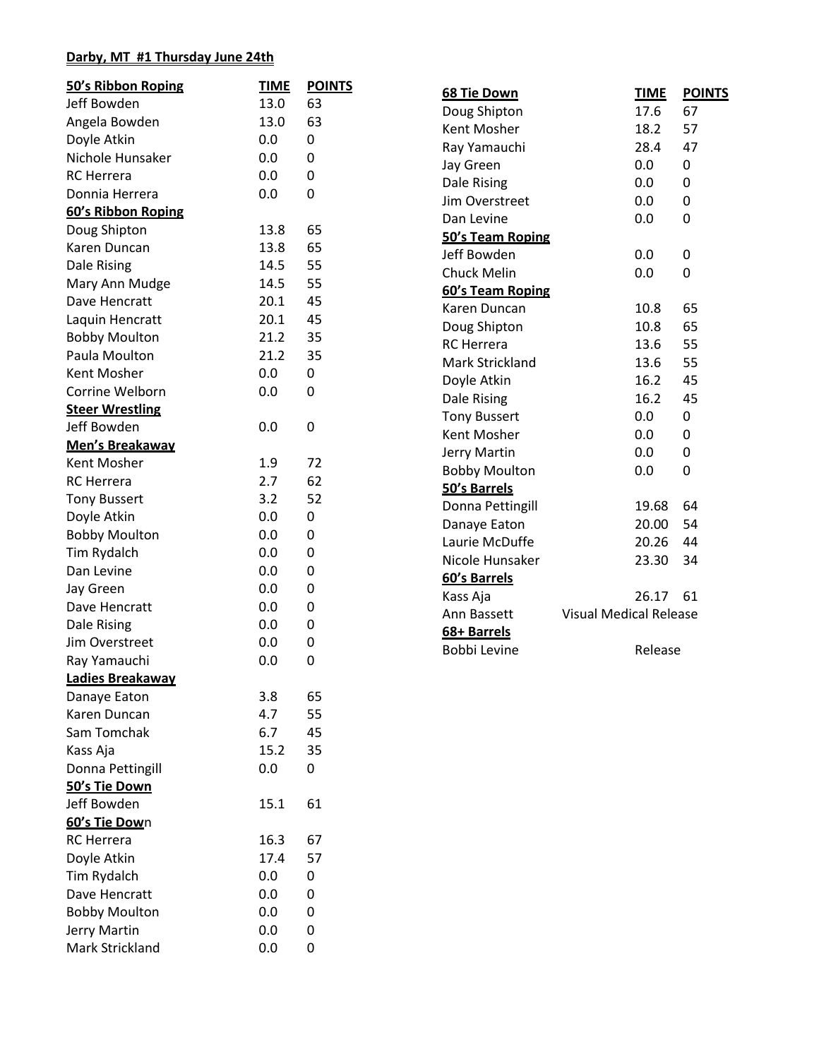**Darby, MT #1 Thursday June 24th**

| 50's Ribbon Roping | TIME | POINTS |
|---|---|---|
| Jeff Bowden | 13.0 | 63 |
| Angela Bowden | 13.0 | 63 |
| Doyle Atkin | 0.0 | 0 |
| Nichole Hunsaker | 0.0 | 0 |
| RC Herrera | 0.0 | 0 |
| Donnia Herrera | 0.0 | 0 |
| **60's Ribbon Roping** | | |
| Doug Shipton | 13.8 | 65 |
| Karen Duncan | 13.8 | 65 |
| Dale Rising | 14.5 | 55 |
| Mary Ann Mudge | 14.5 | 55 |
| Dave Hencratt | 20.1 | 45 |
| Laquin Hencratt | 20.1 | 45 |
| Bobby Moulton | 21.2 | 35 |
| Paula Moulton | 21.2 | 35 |
| Kent Mosher | 0.0 | 0 |
| Corrine Welborn | 0.0 | 0 |
| **Steer Wrestling** | | |
| Jeff Bowden | 0.0 | 0 |
| **Men's Breakaway** | | |
| Kent Mosher | 1.9 | 72 |
| RC Herrera | 2.7 | 62 |
| Tony Bussert | 3.2 | 52 |
| Doyle Atkin | 0.0 | 0 |
| Bobby Moulton | 0.0 | 0 |
| Tim Rydalch | 0.0 | 0 |
| Dan Levine | 0.0 | 0 |
| Jay Green | 0.0 | 0 |
| Dave Hencratt | 0.0 | 0 |
| Dale Rising | 0.0 | 0 |
| Jim Overstreet | 0.0 | 0 |
| Ray Yamauchi | 0.0 | 0 |
| **Ladies Breakaway** | | |
| Danaye Eaton | 3.8 | 65 |
| Karen Duncan | 4.7 | 55 |
| Sam Tomchak | 6.7 | 45 |
| Kass Aja | 15.2 | 35 |
| Donna Pettingill | 0.0 | 0 |
| **50's Tie Down** | | |
| Jeff Bowden | 15.1 | 61 |
| **60's Tie Down** | | |
| RC Herrera | 16.3 | 67 |
| Doyle Atkin | 17.4 | 57 |
| Tim Rydalch | 0.0 | 0 |
| Dave Hencratt | 0.0 | 0 |
| Bobby Moulton | 0.0 | 0 |
| Jerry Martin | 0.0 | 0 |
| Mark Strickland | 0.0 | 0 |

| 68 Tie Down | TIME | POINTS |
|---|---|---|
| Doug Shipton | 17.6 | 67 |
| Kent Mosher | 18.2 | 57 |
| Ray Yamauchi | 28.4 | 47 |
| Jay Green | 0.0 | 0 |
| Dale Rising | 0.0 | 0 |
| Jim Overstreet | 0.0 | 0 |
| Dan Levine | 0.0 | 0 |
| **50's Team Roping** | | |
| Jeff Bowden | 0.0 | 0 |
| Chuck Melin | 0.0 | 0 |
| **60's Team Roping** | | |
| Karen Duncan | 10.8 | 65 |
| Doug Shipton | 10.8 | 65 |
| RC Herrera | 13.6 | 55 |
| Mark Strickland | 13.6 | 55 |
| Doyle Atkin | 16.2 | 45 |
| Dale Rising | 16.2 | 45 |
| Tony Bussert | 0.0 | 0 |
| Kent Mosher | 0.0 | 0 |
| Jerry Martin | 0.0 | 0 |
| Bobby Moulton | 0.0 | 0 |
| **50's Barrels** | | |
| Donna Pettingill | 19.68 | 64 |
| Danaye Eaton | 20.00 | 54 |
| Laurie McDuffe | 20.26 | 44 |
| Nicole Hunsaker | 23.30 | 34 |
| **60's Barrels** | | |
| Kass Aja | 26.17 | 61 |
| Ann Bassett | Visual Medical Release | |
| **68+ Barrels** | | |
| Bobbi Levine | Release | |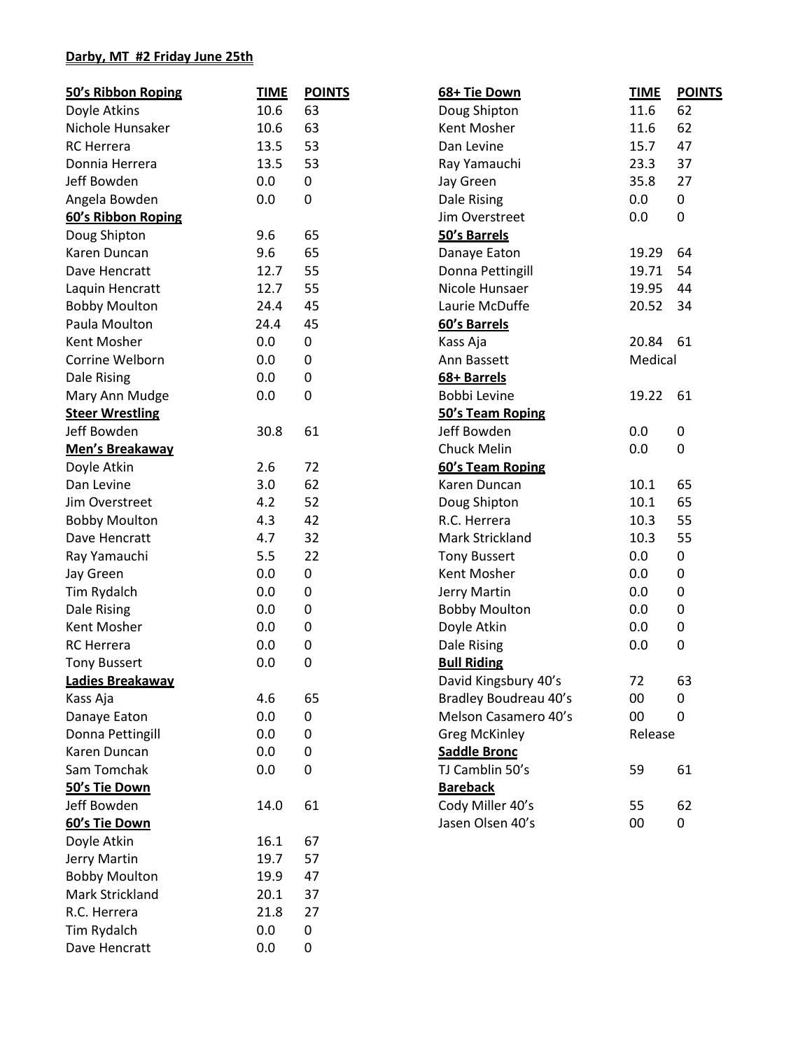**Darby, MT #2 Friday June 25th**

| 50's Ribbon Roping | TIME | POINTS |
|---|---|---|
| Doyle Atkins | 10.6 | 63 |
| Nichole Hunsaker | 10.6 | 63 |
| RC Herrera | 13.5 | 53 |
| Donnia Herrera | 13.5 | 53 |
| Jeff Bowden | 0.0 | 0 |
| Angela Bowden | 0.0 | 0 |
| **60's Ribbon Roping** | | |
| Doug Shipton | 9.6 | 65 |
| Karen Duncan | 9.6 | 65 |
| Dave Hencratt | 12.7 | 55 |
| Laquin Hencratt | 12.7 | 55 |
| Bobby Moulton | 24.4 | 45 |
| Paula Moulton | 24.4 | 45 |
| Kent Mosher | 0.0 | 0 |
| Corrine Welborn | 0.0 | 0 |
| Dale Rising | 0.0 | 0 |
| Mary Ann Mudge | 0.0 | 0 |
| **Steer Wrestling** | | |
| Jeff Bowden | 30.8 | 61 |
| **Men's Breakaway** | | |
| Doyle Atkin | 2.6 | 72 |
| Dan Levine | 3.0 | 62 |
| Jim Overstreet | 4.2 | 52 |
| Bobby Moulton | 4.3 | 42 |
| Dave Hencratt | 4.7 | 32 |
| Ray Yamauchi | 5.5 | 22 |
| Jay Green | 0.0 | 0 |
| Tim Rydalch | 0.0 | 0 |
| Dale Rising | 0.0 | 0 |
| Kent Mosher | 0.0 | 0 |
| RC Herrera | 0.0 | 0 |
| Tony Bussert | 0.0 | 0 |
| **Ladies Breakaway** | | |
| Kass Aja | 4.6 | 65 |
| Danaye Eaton | 0.0 | 0 |
| Donna Pettingill | 0.0 | 0 |
| Karen Duncan | 0.0 | 0 |
| Sam Tomchak | 0.0 | 0 |
| **50's Tie Down** | | |
| Jeff Bowden | 14.0 | 61 |
| **60's Tie Down** | | |
| Doyle Atkin | 16.1 | 67 |
| Jerry Martin | 19.7 | 57 |
| Bobby Moulton | 19.9 | 47 |
| Mark Strickland | 20.1 | 37 |
| R.C. Herrera | 21.8 | 27 |
| Tim Rydalch | 0.0 | 0 |
| Dave Hencratt | 0.0 | 0 |

| 68+ Tie Down | TIME | POINTS |
|---|---|---|
| Doug Shipton | 11.6 | 62 |
| Kent Mosher | 11.6 | 62 |
| Dan Levine | 15.7 | 47 |
| Ray Yamauchi | 23.3 | 37 |
| Jay Green | 35.8 | 27 |
| Dale Rising | 0.0 | 0 |
| Jim Overstreet | 0.0 | 0 |
| **50's Barrels** | | |
| Danaye Eaton | 19.29 | 64 |
| Donna Pettingill | 19.71 | 54 |
| Nicole Hunsaer | 19.95 | 44 |
| Laurie McDuffe | 20.52 | 34 |
| **60's Barrels** | | |
| Kass Aja | 20.84 | 61 |
| Ann Bassett | Medical | |
| **68+ Barrels** | | |
| Bobbi Levine | 19.22 | 61 |
| **50's Team Roping** | | |
| Jeff Bowden | 0.0 | 0 |
| Chuck Melin | 0.0 | 0 |
| **60's Team Roping** | | |
| Karen Duncan | 10.1 | 65 |
| Doug Shipton | 10.1 | 65 |
| R.C. Herrera | 10.3 | 55 |
| Mark Strickland | 10.3 | 55 |
| Tony Bussert | 0.0 | 0 |
| Kent Mosher | 0.0 | 0 |
| Jerry Martin | 0.0 | 0 |
| Bobby Moulton | 0.0 | 0 |
| Doyle Atkin | 0.0 | 0 |
| Dale Rising | 0.0 | 0 |
| **Bull Riding** | | |
| David Kingsbury 40's | 72 | 63 |
| Bradley Boudreau 40's | 00 | 0 |
| Melson Casamero 40's | 00 | 0 |
| Greg McKinley | Release | |
| **Saddle Bronc** | | |
| TJ Camblin 50's | 59 | 61 |
| **Bareback** | | |
| Cody Miller 40's | 55 | 62 |
| Jasen Olsen 40's | 00 | 0 |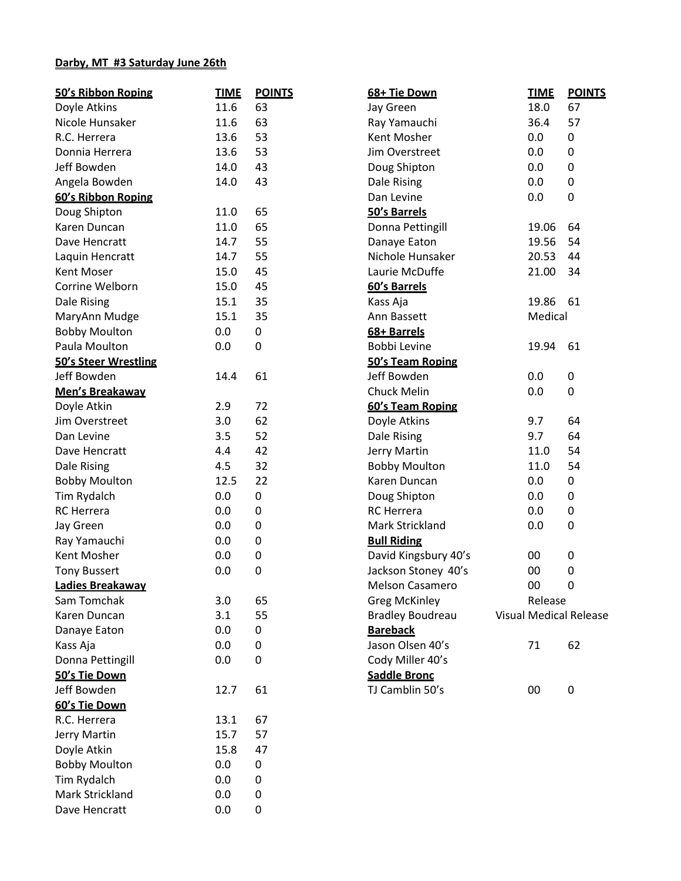**Darby, MT #3 Saturday June 26th**

| 50's Ribbon Roping | TIME | POINTS |
|---|---|---|
| Doyle Atkins | 11.6 | 63 |
| Nicole Hunsaker | 11.6 | 63 |
| R.C. Herrera | 13.6 | 53 |
| Donnia Herrera | 13.6 | 53 |
| Jeff Bowden | 14.0 | 43 |
| Angela Bowden | 14.0 | 43 |
| **60's Ribbon Roping** | | |
| Doug Shipton | 11.0 | 65 |
| Karen Duncan | 11.0 | 65 |
| Dave Hencratt | 14.7 | 55 |
| Laquin Hencratt | 14.7 | 55 |
| Kent Moser | 15.0 | 45 |
| Corrine Welborn | 15.0 | 45 |
| Dale Rising | 15.1 | 35 |
| MaryAnn Mudge | 15.1 | 35 |
| Bobby Moulton | 0.0 | 0 |
| Paula Moulton | 0.0 | 0 |
| **50's Steer Wrestling** | | |
| Jeff Bowden | 14.4 | 61 |
| **Men's Breakaway** | | |
| Doyle Atkin | 2.9 | 72 |
| Jim Overstreet | 3.0 | 62 |
| Dan Levine | 3.5 | 52 |
| Dave Hencratt | 4.4 | 42 |
| Dale Rising | 4.5 | 32 |
| Bobby Moulton | 12.5 | 22 |
| Tim Rydalch | 0.0 | 0 |
| RC Herrera | 0.0 | 0 |
| Jay Green | 0.0 | 0 |
| Ray Yamauchi | 0.0 | 0 |
| Kent Mosher | 0.0 | 0 |
| Tony Bussert | 0.0 | 0 |
| **Ladies Breakaway** | | |
| Sam Tomchak | 3.0 | 65 |
| Karen Duncan | 3.1 | 55 |
| Danaye Eaton | 0.0 | 0 |
| Kass Aja | 0.0 | 0 |
| Donna Pettingill | 0.0 | 0 |
| **50's Tie Down** | | |
| Jeff Bowden | 12.7 | 61 |
| **60's Tie Down** | | |
| R.C. Herrera | 13.1 | 67 |
| Jerry Martin | 15.7 | 57 |
| Doyle Atkin | 15.8 | 47 |
| Bobby Moulton | 0.0 | 0 |
| Tim Rydalch | 0.0 | 0 |
| Mark Strickland | 0.0 | 0 |
| Dave Hencratt | 0.0 | 0 |

| 68+ Tie Down | TIME | POINTS |
|---|---|---|
| Jay Green | 18.0 | 67 |
| Ray Yamauchi | 36.4 | 57 |
| Kent Mosher | 0.0 | 0 |
| Jim Overstreet | 0.0 | 0 |
| Doug Shipton | 0.0 | 0 |
| Dale Rising | 0.0 | 0 |
| Dan Levine | 0.0 | 0 |
| **50's Barrels** | | |
| Donna Pettingill | 19.06 | 64 |
| Danaye Eaton | 19.56 | 54 |
| Nichole Hunsaker | 20.53 | 44 |
| Laurie McDuffe | 21.00 | 34 |
| **60's Barrels** | | |
| Kass Aja | 19.86 | 61 |
| Ann Bassett | Medical | |
| **68+ Barrels** | | |
| Bobbi Levine | 19.94 | 61 |
| **50's Team Roping** | | |
| Jeff Bowden | 0.0 | 0 |
| Chuck Melin | 0.0 | 0 |
| **60's Team Roping** | | |
| Doyle Atkins | 9.7 | 64 |
| Dale Rising | 9.7 | 64 |
| Jerry Martin | 11.0 | 54 |
| Bobby Moulton | 11.0 | 54 |
| Karen Duncan | 0.0 | 0 |
| Doug Shipton | 0.0 | 0 |
| RC Herrera | 0.0 | 0 |
| Mark Strickland | 0.0 | 0 |
| **Bull Riding** | | |
| David Kingsbury 40's | 00 | 0 |
| Jackson Stoney 40's | 00 | 0 |
| Melson Casamero | 00 | 0 |
| Greg McKinley | Release | |
| Bradley Boudreau | Visual Medical Release | |
| **Bareback** | | |
| Jason Olsen 40's | 71 | 62 |
| Cody Miller 40's | | |
| **Saddle Bronc** | | |
| TJ Camblin 50's | 00 | 0 |